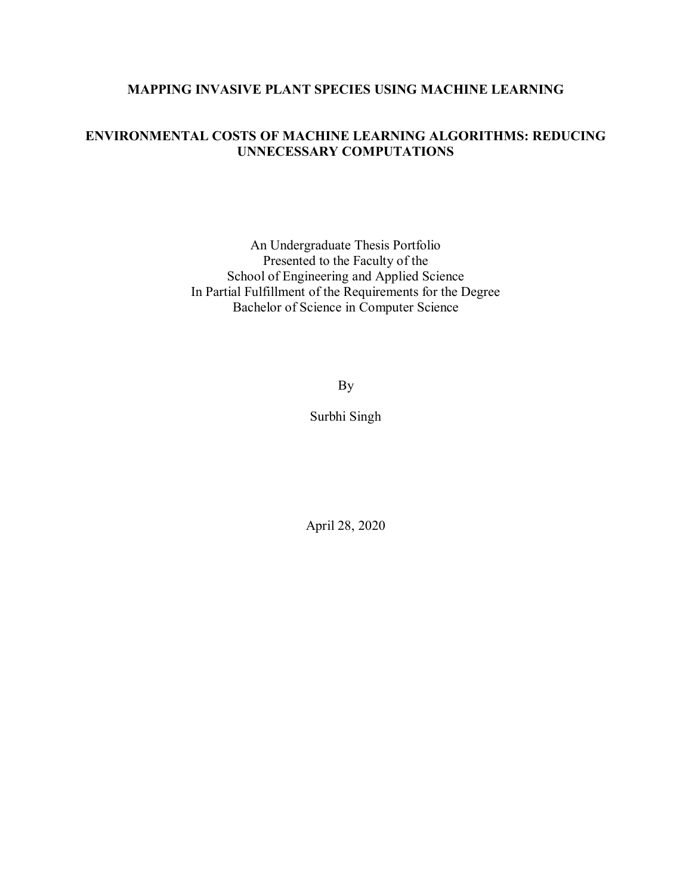# MAPPING INVASIVE PLANT SPECIES USING MACHINE LEARNING

# ENVIRONMENTAL COSTS OF MACHINE LEARNING ALGORITHMS: REDUCING UNNECESSARY COMPUTATIONS

An Undergraduate Thesis Portfolio
Presented to the Faculty of the
School of Engineering and Applied Science
In Partial Fulfillment of the Requirements for the Degree
Bachelor of Science in Computer Science

By

Surbhi Singh

April 28, 2020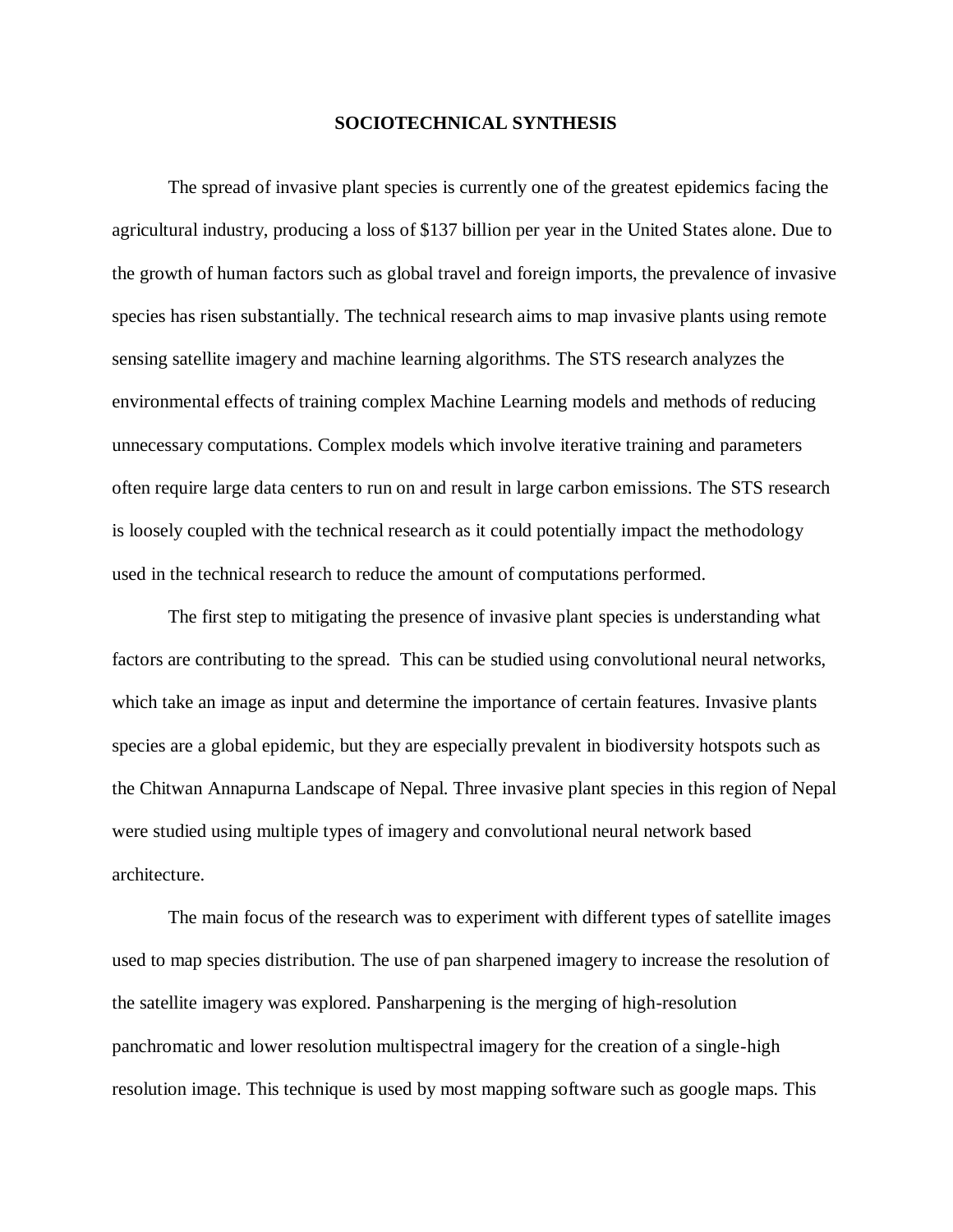# SOCIOTECHNICAL SYNTHESIS

The spread of invasive plant species is currently one of the greatest epidemics facing the agricultural industry, producing a loss of $137 billion per year in the United States alone. Due to the growth of human factors such as global travel and foreign imports, the prevalence of invasive species has risen substantially. The technical research aims to map invasive plants using remote sensing satellite imagery and machine learning algorithms. The STS research analyzes the environmental effects of training complex Machine Learning models and methods of reducing unnecessary computations. Complex models which involve iterative training and parameters often require large data centers to run on and result in large carbon emissions. The STS research is loosely coupled with the technical research as it could potentially impact the methodology used in the technical research to reduce the amount of computations performed.

The first step to mitigating the presence of invasive plant species is understanding what factors are contributing to the spread. This can be studied using convolutional neural networks, which take an image as input and determine the importance of certain features. Invasive plants species are a global epidemic, but they are especially prevalent in biodiversity hotspots such as the Chitwan Annapurna Landscape of Nepal. Three invasive plant species in this region of Nepal were studied using multiple types of imagery and convolutional neural network based architecture.

The main focus of the research was to experiment with different types of satellite images used to map species distribution. The use of pan sharpened imagery to increase the resolution of the satellite imagery was explored. Pansharpening is the merging of high-resolution panchromatic and lower resolution multispectral imagery for the creation of a single-high resolution image. This technique is used by most mapping software such as google maps. This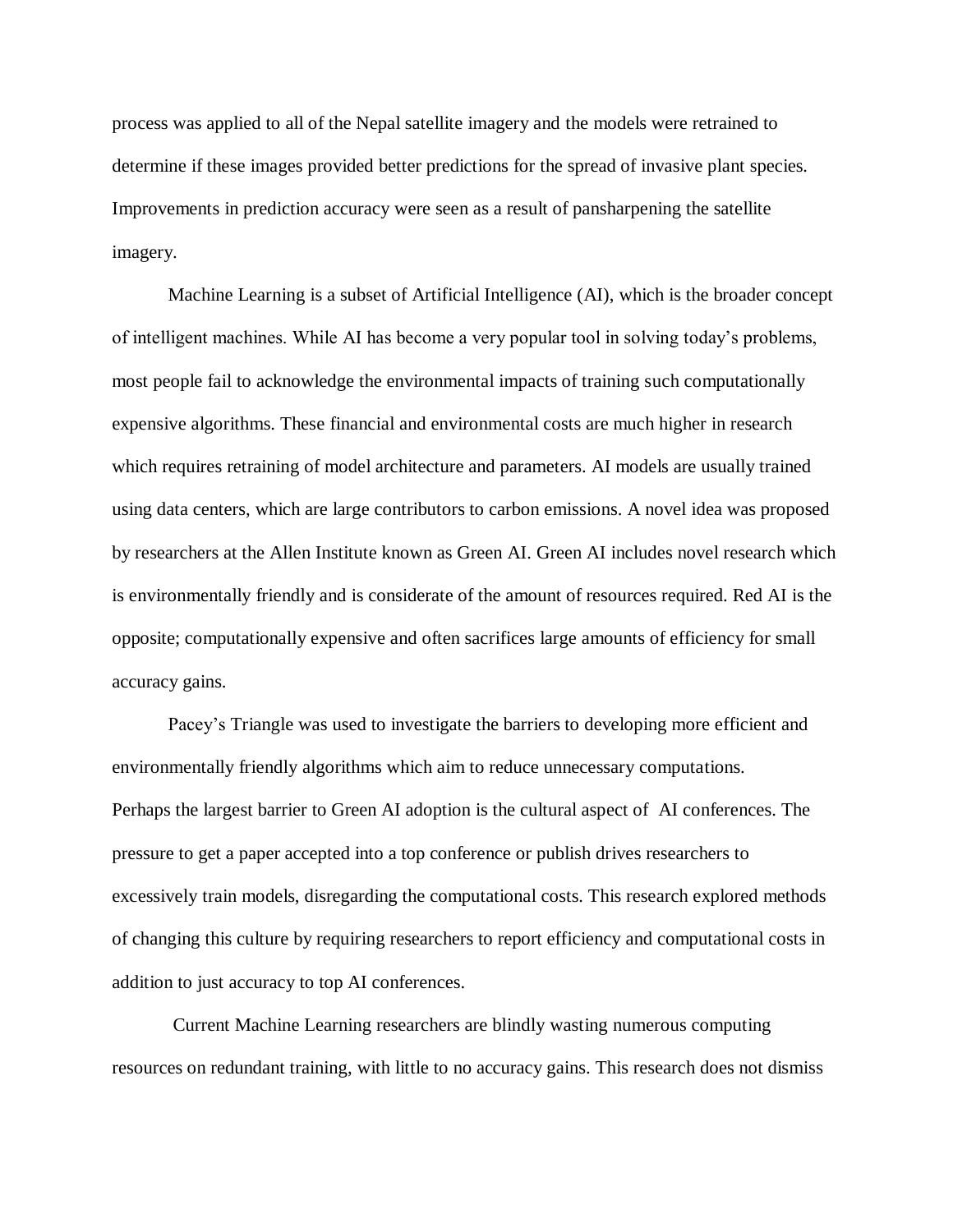process was applied to all of the Nepal satellite imagery and the models were retrained to determine if these images provided better predictions for the spread of invasive plant species. Improvements in prediction accuracy were seen as a result of pansharpening the satellite imagery.

Machine Learning is a subset of Artificial Intelligence (AI), which is the broader concept of intelligent machines. While AI has become a very popular tool in solving today's problems, most people fail to acknowledge the environmental impacts of training such computationally expensive algorithms. These financial and environmental costs are much higher in research which requires retraining of model architecture and parameters. AI models are usually trained using data centers, which are large contributors to carbon emissions. A novel idea was proposed by researchers at the Allen Institute known as Green AI. Green AI includes novel research which is environmentally friendly and is considerate of the amount of resources required. Red AI is the opposite; computationally expensive and often sacrifices large amounts of efficiency for small accuracy gains.

Pacey's Triangle was used to investigate the barriers to developing more efficient and environmentally friendly algorithms which aim to reduce unnecessary computations. Perhaps the largest barrier to Green AI adoption is the cultural aspect of AI conferences. The pressure to get a paper accepted into a top conference or publish drives researchers to excessively train models, disregarding the computational costs. This research explored methods of changing this culture by requiring researchers to report efficiency and computational costs in addition to just accuracy to top AI conferences.

Current Machine Learning researchers are blindly wasting numerous computing resources on redundant training, with little to no accuracy gains. This research does not dismiss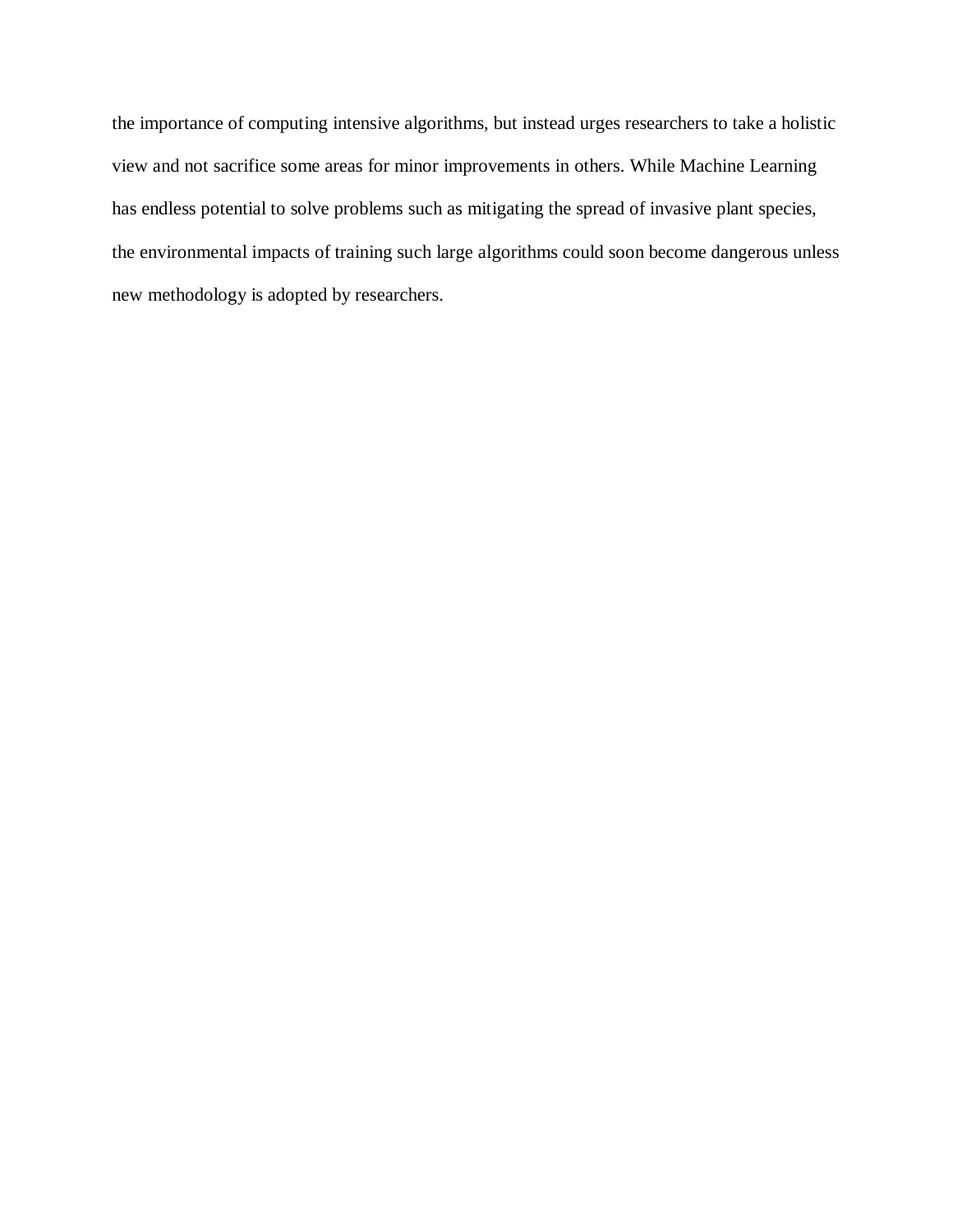the importance of computing intensive algorithms, but instead urges researchers to take a holistic view and not sacrifice some areas for minor improvements in others. While Machine Learning has endless potential to solve problems such as mitigating the spread of invasive plant species, the environmental impacts of training such large algorithms could soon become dangerous unless new methodology is adopted by researchers.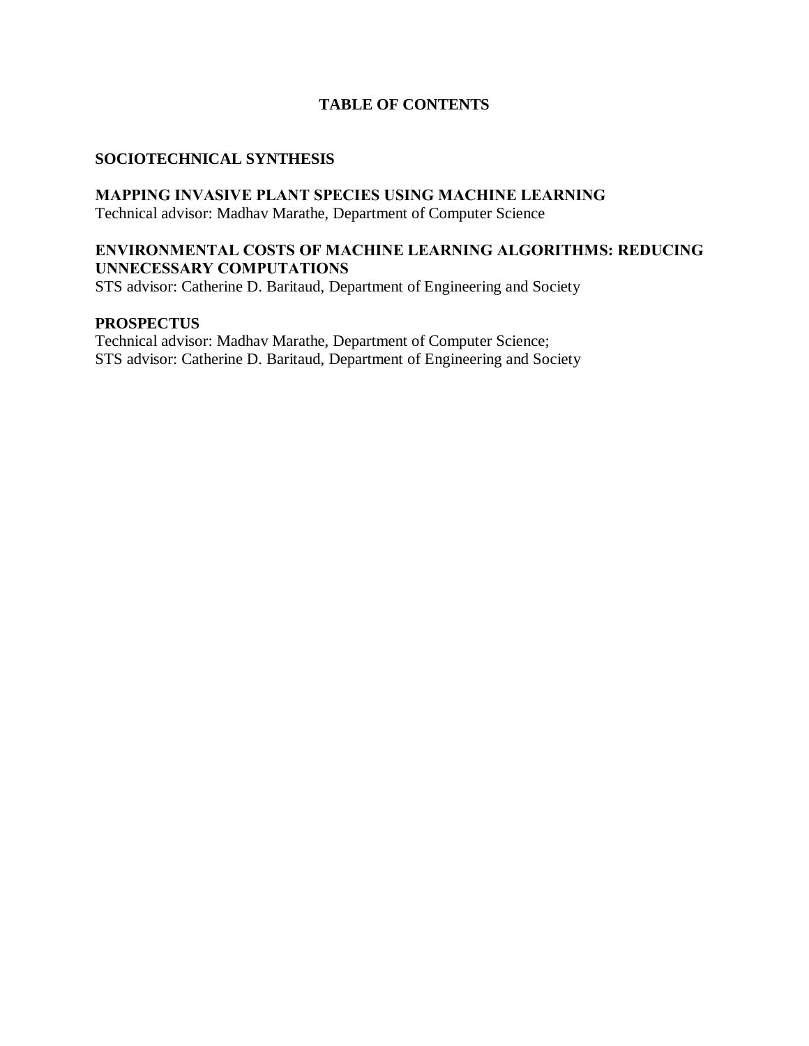# TABLE OF CONTENTS

**SOCIOTECHNICAL SYNTHESIS**

**MAPPING INVASIVE PLANT SPECIES USING MACHINE LEARNING**
Technical advisor: Madhav Marathe, Department of Computer Science

**ENVIRONMENTAL COSTS OF MACHINE LEARNING ALGORITHMS: REDUCING UNNECESSARY COMPUTATIONS**
STS advisor: Catherine D. Baritaud, Department of Engineering and Society

**PROSPECTUS**
Technical advisor: Madhav Marathe, Department of Computer Science;
STS advisor: Catherine D. Baritaud, Department of Engineering and Society